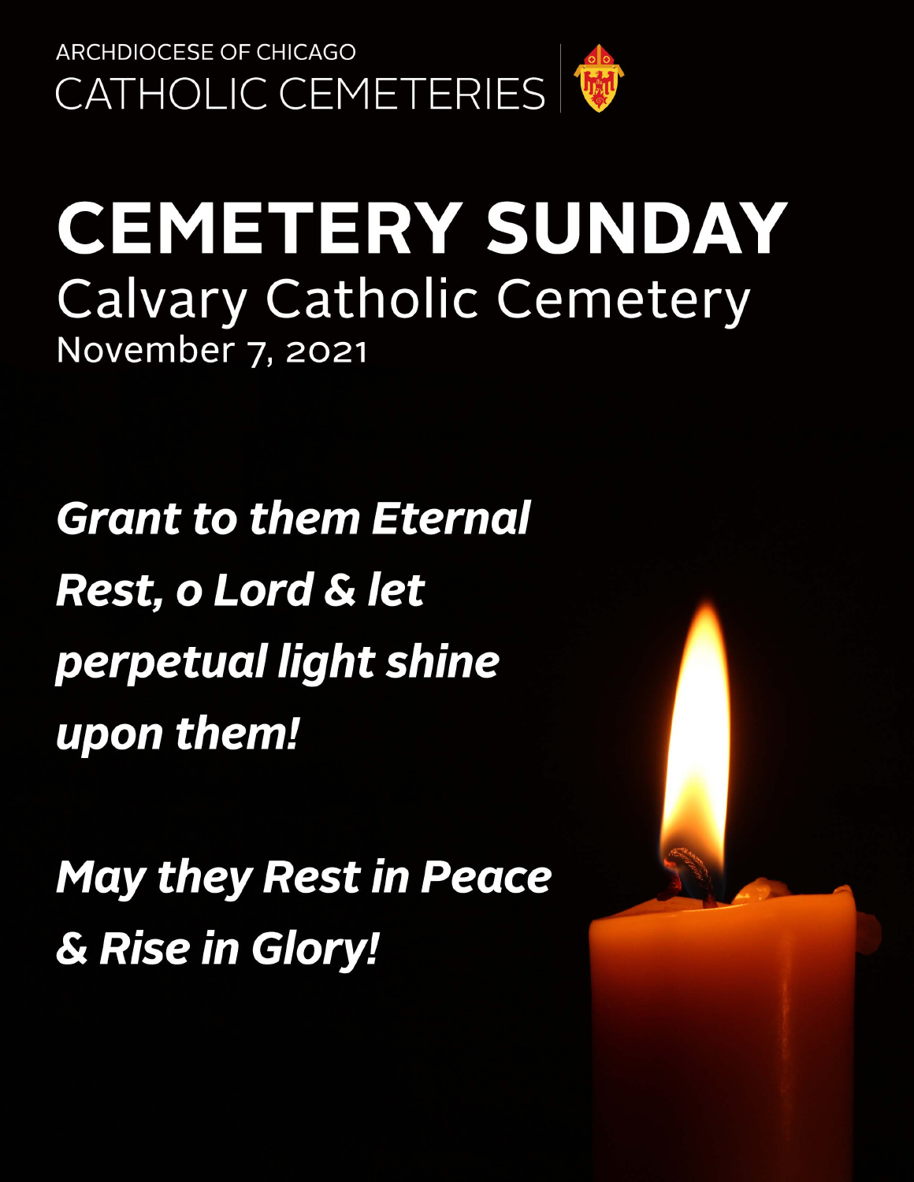ARCHDIOCESE OF CHICAGO

CATHOLIC CEMETERIES

# CEMETERY SUNDAY

## Calvary Catholic Cemetery

November 7, 2021

***Grant to them Eternal Rest, o Lord & let perpetual light shine upon them!***

***May they Rest in Peace & Rise in Glory!***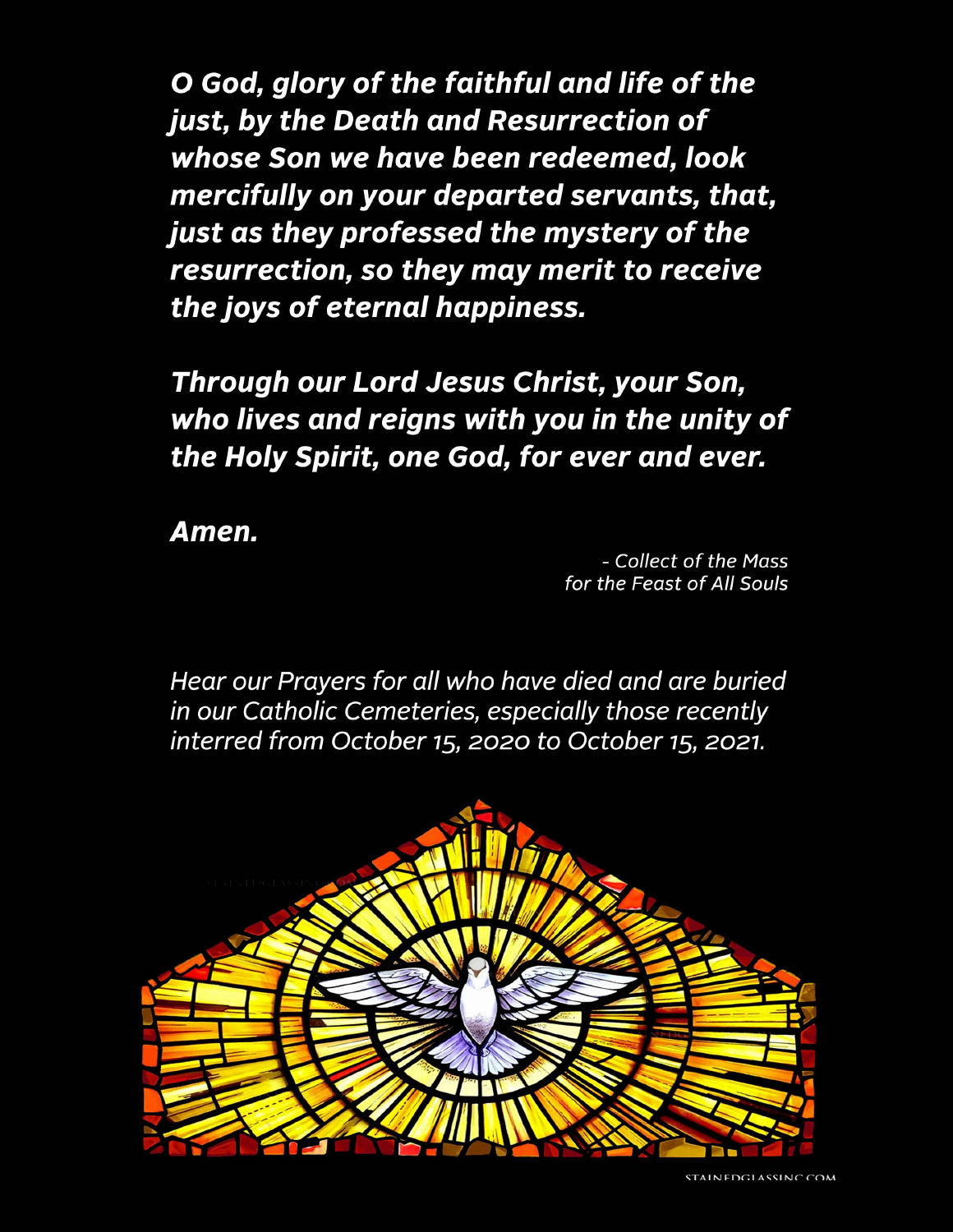***O God, glory of the faithful and life of the just, by the Death and Resurrection of whose Son we have been redeemed, look mercifully on your departed servants, that, just as they professed the mystery of the resurrection, so they may merit to receive the joys of eternal happiness.***

***Through our Lord Jesus Christ, your Son, who lives and reigns with you in the unity of the Holy Spirit, one God, for ever and ever.***

***Amen.***

*- Collect of the Mass for the Feast of All Souls*

*Hear our Prayers for all who have died and are buried in our Catholic Cemeteries, especially those recently interred from October 15, 2020 to October 15, 2021.*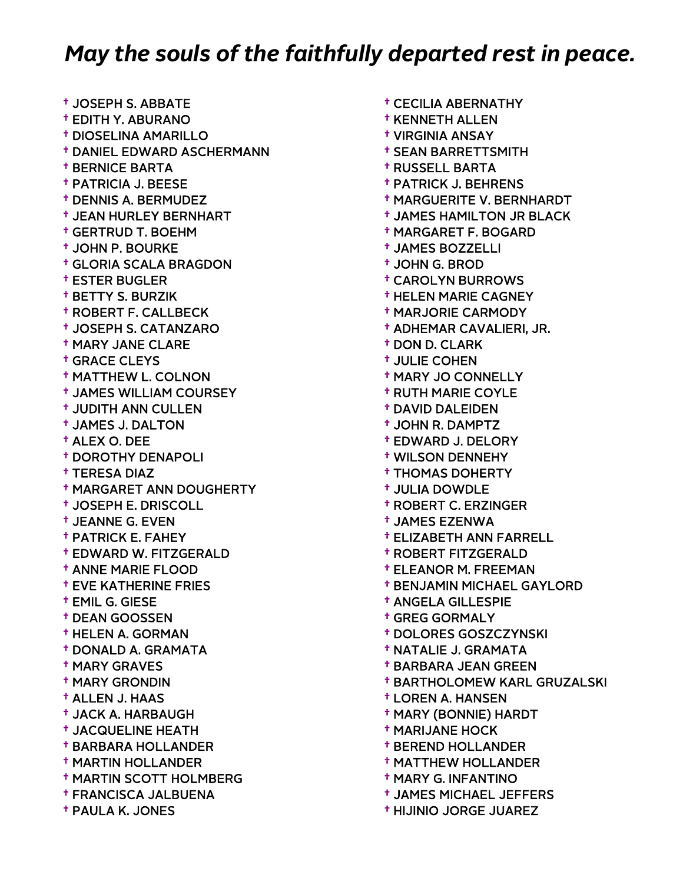# *May the souls of the faithfully departed rest in peace.*

- † JOSEPH S. ABBATE
- † EDITH Y. ABURANO
- † DIOSELINA AMARILLO
- † DANIEL EDWARD ASCHERMANN
- † BERNICE BARTA
- † PATRICIA J. BEESE
- † DENNIS A. BERMUDEZ
- † JEAN HURLEY BERNHART
- † GERTRUD T. BOEHM
- † JOHN P. BOURKE
- † GLORIA SCALA BRAGDON
- † ESTER BUGLER
- † BETTY S. BURZIK
- † ROBERT F. CALLBECK
- † JOSEPH S. CATANZARO
- † MARY JANE CLARE
- † GRACE CLEYS
- † MATTHEW L. COLNON
- † JAMES WILLIAM COURSEY
- † JUDITH ANN CULLEN
- † JAMES J. DALTON
- † ALEX O. DEE
- † DOROTHY DENAPOLI
- † TERESA DIAZ
- † MARGARET ANN DOUGHERTY
- † JOSEPH E. DRISCOLL
- † JEANNE G. EVEN
- † PATRICK E. FAHEY
- † EDWARD W. FITZGERALD
- † ANNE MARIE FLOOD
- † EVE KATHERINE FRIES
- † EMIL G. GIESE
- † DEAN GOOSSEN
- † HELEN A. GORMAN
- † DONALD A. GRAMATA
- † MARY GRAVES
- † MARY GRONDIN
- † ALLEN J. HAAS
- † JACK A. HARBAUGH
- † JACQUELINE HEATH
- † BARBARA HOLLANDER
- † MARTIN HOLLANDER
- † MARTIN SCOTT HOLMBERG
- † FRANCISCA JALBUENA
- † PAULA K. JONES
- † CECILIA ABERNATHY
- † KENNETH ALLEN
- † VIRGINIA ANSAY
- † SEAN BARRETTSMITH
- † RUSSELL BARTA
- † PATRICK J. BEHRENS
- † MARGUERITE V. BERNHARDT
- † JAMES HAMILTON JR BLACK
- † MARGARET F. BOGARD
- † JAMES BOZZELLI
- † JOHN G. BROD
- † CAROLYN BURROWS
- † HELEN MARIE CAGNEY
- † MARJORIE CARMODY
- † ADHEMAR CAVALIERI, JR.
- † DON D. CLARK
- † JULIE COHEN
- † MARY JO CONNELLY
- † RUTH MARIE COYLE
- † DAVID DALEIDEN
- † JOHN R. DAMPTZ
- † EDWARD J. DELORY
- † WILSON DENNEHY
- † THOMAS DOHERTY
- † JULIA DOWDLE
- † ROBERT C. ERZINGER
- † JAMES EZENWA
- † ELIZABETH ANN FARRELL
- † ROBERT FITZGERALD
- † ELEANOR M. FREEMAN
- † BENJAMIN MICHAEL GAYLORD
- † ANGELA GILLESPIE
- † GREG GORMALY
- † DOLORES GOSZCZYNSKI
- † NATALIE J. GRAMATA
- † BARBARA JEAN GREEN
- † BARTHOLOMEW KARL GRUZALSKI
- † LOREN A. HANSEN
- † MARY (BONNIE) HARDT
- † MARIJANE HOCK
- † BEREND HOLLANDER
- † MATTHEW HOLLANDER
- † MARY G. INFANTINO
- † JAMES MICHAEL JEFFERS
- † HIJINIO JORGE JUAREZ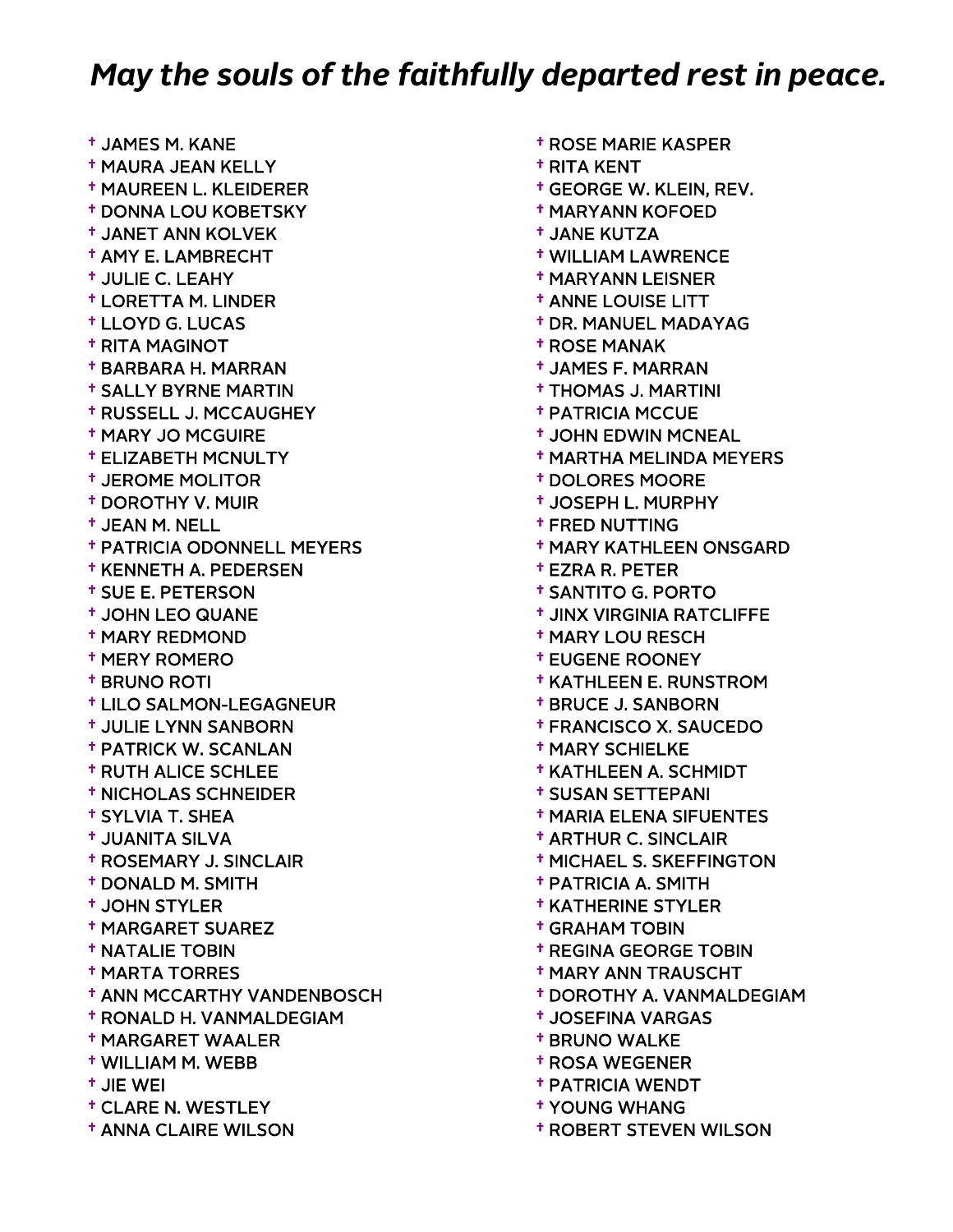## *May the souls of the faithfully departed rest in peace.*

- † JAMES M. KANE
- † MAURA JEAN KELLY
- † MAUREEN L. KLEIDERER
- † DONNA LOU KOBETSKY
- † JANET ANN KOLVEK
- † AMY E. LAMBRECHT
- † JULIE C. LEAHY
- † LORETTA M. LINDER
- † LLOYD G. LUCAS
- † RITA MAGINOT
- † BARBARA H. MARRAN
- † SALLY BYRNE MARTIN
- † RUSSELL J. MCCAUGHEY
- † MARY JO MCGUIRE
- † ELIZABETH MCNULTY
- † JEROME MOLITOR
- † DOROTHY V. MUIR
- † JEAN M. NELL
- † PATRICIA ODONNELL MEYERS
- † KENNETH A. PEDERSEN
- † SUE E. PETERSON
- † JOHN LEO QUANE
- † MARY REDMOND
- † MERY ROMERO
- † BRUNO ROTI
- † LILO SALMON-LEGAGNEUR
- † JULIE LYNN SANBORN
- † PATRICK W. SCANLAN
- † RUTH ALICE SCHLEE
- † NICHOLAS SCHNEIDER
- † SYLVIA T. SHEA
- † JUANITA SILVA
- † ROSEMARY J. SINCLAIR
- † DONALD M. SMITH
- † JOHN STYLER
- † MARGARET SUAREZ
- † NATALIE TOBIN
- † MARTA TORRES
- † ANN MCCARTHY VANDENBOSCH
- † RONALD H. VANMALDEGIAM
- † MARGARET WAALER
- † WILLIAM M. WEBB
- † JIE WEI
- † CLARE N. WESTLEY
- † ANNA CLAIRE WILSON
- † ROSE MARIE KASPER
- † RITA KENT
- † GEORGE W. KLEIN, REV.
- † MARYANN KOFOED
- † JANE KUTZA
- † WILLIAM LAWRENCE
- † MARYANN LEISNER
- † ANNE LOUISE LITT
- † DR. MANUEL MADAYAG
- † ROSE MANAK
- † JAMES F. MARRAN
- † THOMAS J. MARTINI
- † PATRICIA MCCUE
- † JOHN EDWIN MCNEAL
- † MARTHA MELINDA MEYERS
- † DOLORES MOORE
- † JOSEPH L. MURPHY
- † FRED NUTTING
- † MARY KATHLEEN ONSGARD
- † EZRA R. PETER
- † SANTITO G. PORTO
- † JINX VIRGINIA RATCLIFFE
- † MARY LOU RESCH
- † EUGENE ROONEY
- † KATHLEEN E. RUNSTROM
- † BRUCE J. SANBORN
- † FRANCISCO X. SAUCEDO
- † MARY SCHIELKE
- † KATHLEEN A. SCHMIDT
- † SUSAN SETTEPANI
- † MARIA ELENA SIFUENTES
- † ARTHUR C. SINCLAIR
- † MICHAEL S. SKEFFINGTON
- † PATRICIA A. SMITH
- † KATHERINE STYLER
- † GRAHAM TOBIN
- † REGINA GEORGE TOBIN
- † MARY ANN TRAUSCHT
- † DOROTHY A. VANMALDEGIAM
- † JOSEFINA VARGAS
- † BRUNO WALKE
- † ROSA WEGENER
- † PATRICIA WENDT
- † YOUNG WHANG
- † ROBERT STEVEN WILSON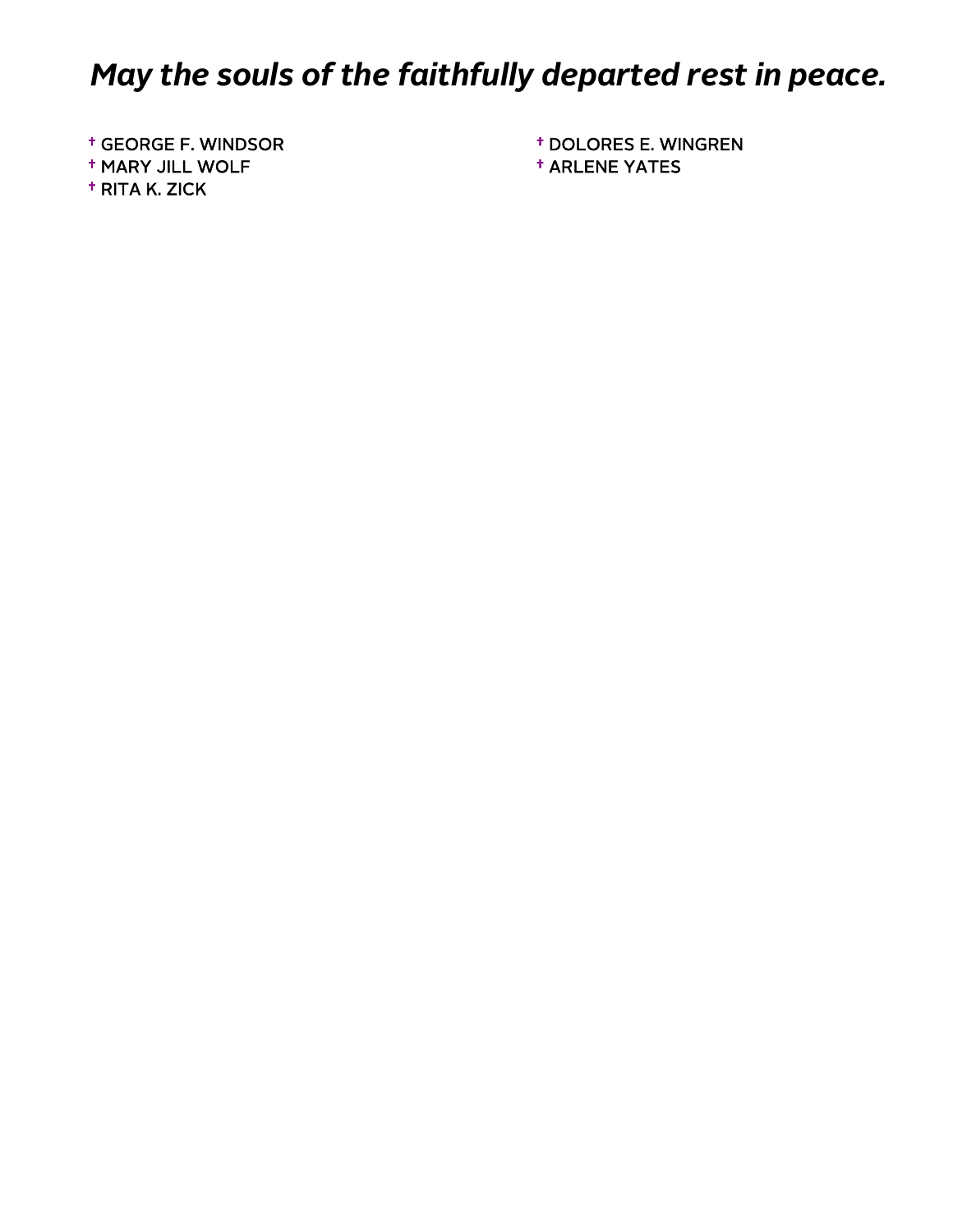## *May the souls of the faithfully departed rest in peace.*

- † GEORGE F. WINDSOR
- † MARY JILL WOLF
- † RITA K. ZICK
- † DOLORES E. WINGREN
- † ARLENE YATES